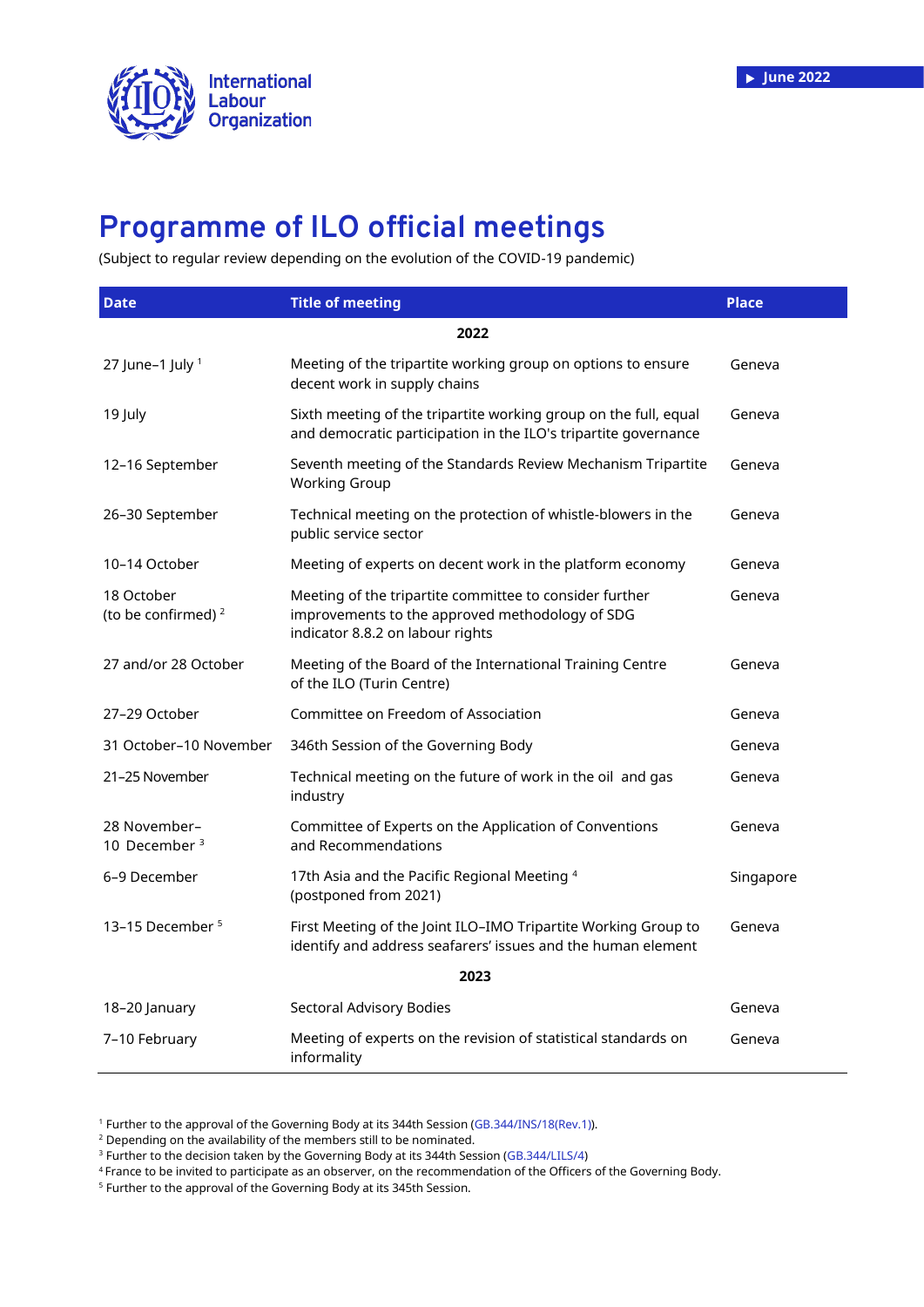International Labour Organization

June 2022

# Programme of ILO official meetings

(Subject to regular review depending on the evolution of the COVID-19 pandemic)

| Date | Title of meeting | Place |
|---|---|---|
| | **2022** | |
| 27 June–1 July [1] | Meeting of the tripartite working group on options to ensure decent work in supply chains | Geneva |
| 19 July | Sixth meeting of the tripartite working group on the full, equal and democratic participation in the ILO's tripartite governance | Geneva |
| 12–16 September | Seventh meeting of the Standards Review Mechanism Tripartite Working Group | Geneva |
| 26–30 September | Technical meeting on the protection of whistle-blowers in the public service sector | Geneva |
| 10–14 October | Meeting of experts on decent work in the platform economy | Geneva |
| 18 October (to be confirmed) [2] | Meeting of the tripartite committee to consider further improvements to the approved methodology of SDG indicator 8.8.2 on labour rights | Geneva |
| 27 and/or 28 October | Meeting of the Board of the International Training Centre of the ILO (Turin Centre) | Geneva |
| 27–29 October | Committee on Freedom of Association | Geneva |
| 31 October–10 November | 346th Session of the Governing Body | Geneva |
| 21–25 November | Technical meeting on the future of work in the oil and gas industry | Geneva |
| 28 November–10 December [3] | Committee of Experts on the Application of Conventions and Recommendations | Geneva |
| 6–9 December | 17th Asia and the Pacific Regional Meeting [4] (postponed from 2021) | Singapore |
| 13–15 December [5] | First Meeting of the Joint ILO–IMO Tripartite Working Group to identify and address seafarers' issues and the human element | Geneva |
| | **2023** | |
| 18–20 January | Sectoral Advisory Bodies | Geneva |
| 7–10 February | Meeting of experts on the revision of statistical standards on informality | Geneva |

[1] Further to the approval of the Governing Body at its 344th Session (GB.344/INS/18(Rev.1)).
[2] Depending on the availability of the members still to be nominated.
[3] Further to the decision taken by the Governing Body at its 344th Session (GB.344/LILS/4)
[4] France to be invited to participate as an observer, on the recommendation of the Officers of the Governing Body.
[5] Further to the approval of the Governing Body at its 345th Session.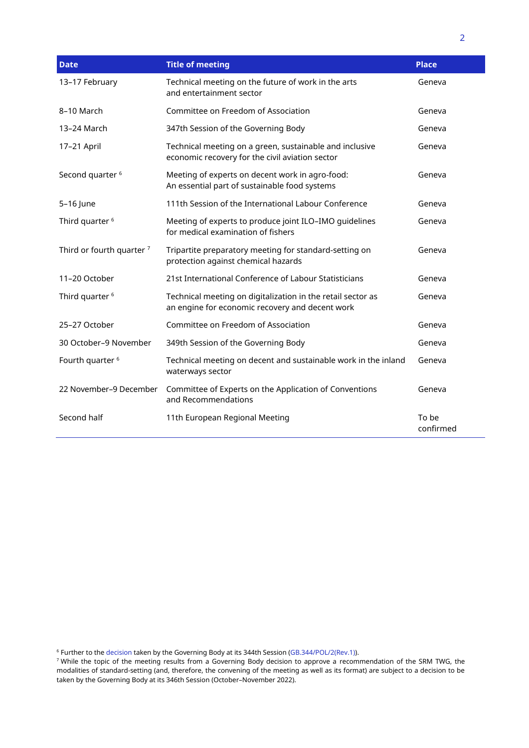| Date | Title of meeting | Place |
|---|---|---|
| 13–17 February | Technical meeting on the future of work in the arts and entertainment sector | Geneva |
| 8–10 March | Committee on Freedom of Association | Geneva |
| 13–24 March | 347th Session of the Governing Body | Geneva |
| 17–21 April | Technical meeting on a green, sustainable and inclusive economic recovery for the civil aviation sector | Geneva |
| Second quarter [6] | Meeting of experts on decent work in agro-food: An essential part of sustainable food systems | Geneva |
| 5–16 June | 111th Session of the International Labour Conference | Geneva |
| Third quarter [6] | Meeting of experts to produce joint ILO–IMO guidelines for medical examination of fishers | Geneva |
| Third or fourth quarter [7] | Tripartite preparatory meeting for standard-setting on protection against chemical hazards | Geneva |
| 11–20 October | 21st International Conference of Labour Statisticians | Geneva |
| Third quarter [6] | Technical meeting on digitalization in the retail sector as an engine for economic recovery and decent work | Geneva |
| 25–27 October | Committee on Freedom of Association | Geneva |
| 30 October–9 November | 349th Session of the Governing Body | Geneva |
| Fourth quarter [6] | Technical meeting on decent and sustainable work in the inland waterways sector | Geneva |
| 22 November–9 December | Committee of Experts on the Application of Conventions and Recommendations | Geneva |
| Second half | 11th European Regional Meeting | To be confirmed |

[6] Further to the decision taken by the Governing Body at its 344th Session (GB.344/POL/2(Rev.1)).
[7] While the topic of the meeting results from a Governing Body decision to approve a recommendation of the SRM TWG, the modalities of standard-setting (and, therefore, the convening of the meeting as well as its format) are subject to a decision to be taken by the Governing Body at its 346th Session (October–November 2022).